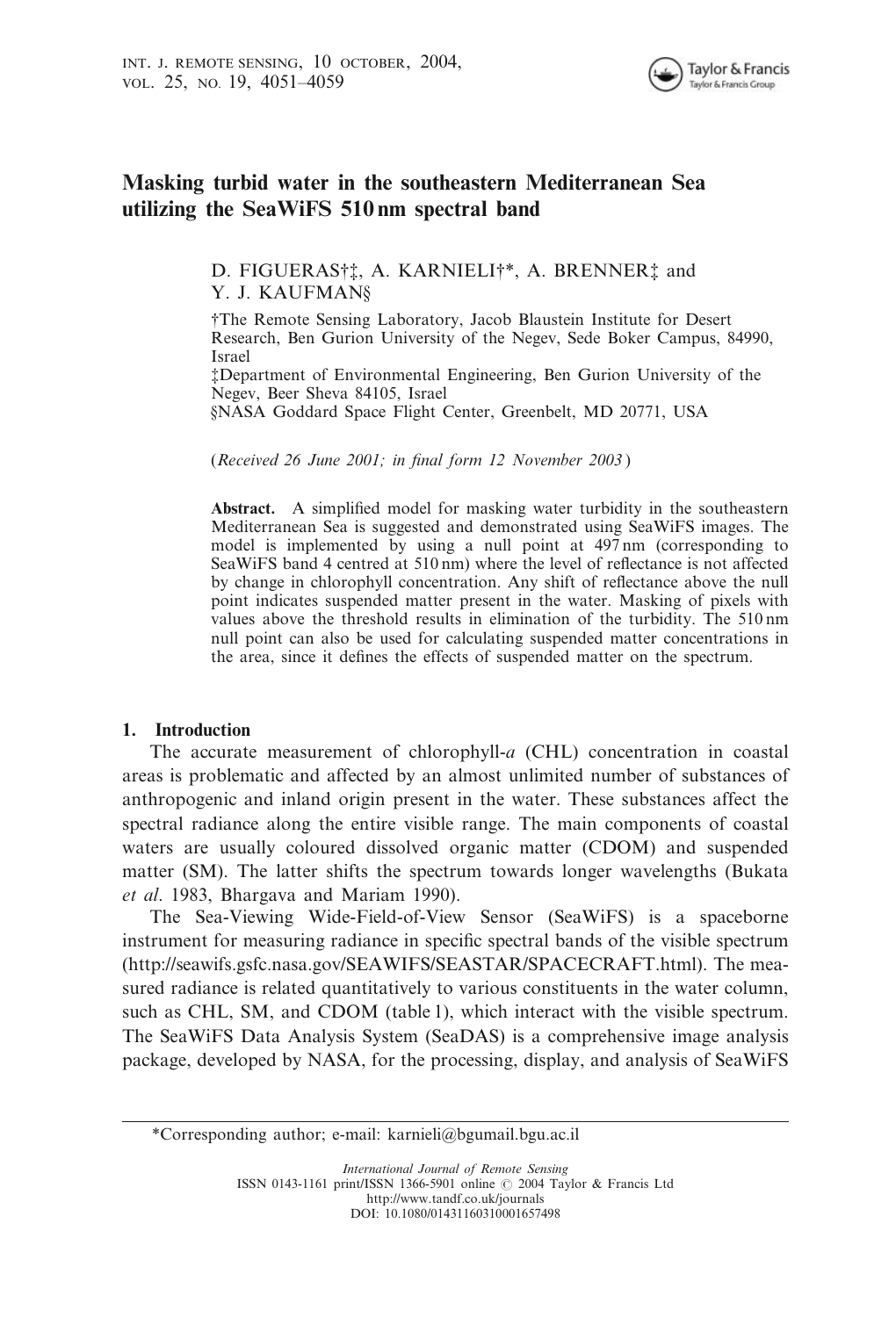# Masking turbid water in the southeastern Mediterranean Sea utilizing the SeaWiFS 510 nm spectral band

D. FIGUERAS†‡, A. KARNIELI†*, A. BRENNER‡ and Y. J. KAUFMAN§

†The Remote Sensing Laboratory, Jacob Blaustein Institute for Desert Research, Ben Gurion University of the Negev, Sede Boker Campus, 84990, Israel

‡Department of Environmental Engineering, Ben Gurion University of the Negev, Beer Sheva 84105, Israel

§NASA Goddard Space Flight Center, Greenbelt, MD 20771, USA

(*Received 26 June 2001; in final form 12 November 2003*)

**Abstract.** A simplified model for masking water turbidity in the southeastern Mediterranean Sea is suggested and demonstrated using SeaWiFS images. The model is implemented by using a null point at 497 nm (corresponding to SeaWiFS band 4 centred at 510 nm) where the level of reflectance is not affected by change in chlorophyll concentration. Any shift of reflectance above the null point indicates suspended matter present in the water. Masking of pixels with values above the threshold results in elimination of the turbidity. The 510 nm null point can also be used for calculating suspended matter concentrations in the area, since it defines the effects of suspended matter on the spectrum.

## 1. Introduction

The accurate measurement of chlorophyll-*a* (CHL) concentration in coastal areas is problematic and affected by an almost unlimited number of substances of anthropogenic and inland origin present in the water. These substances affect the spectral radiance along the entire visible range. The main components of coastal waters are usually coloured dissolved organic matter (CDOM) and suspended matter (SM). The latter shifts the spectrum towards longer wavelengths (Bukata *et al*. 1983, Bhargava and Mariam 1990).

The Sea-Viewing Wide-Field-of-View Sensor (SeaWiFS) is a spaceborne instrument for measuring radiance in specific spectral bands of the visible spectrum (http://seawifs.gsfc.nasa.gov/SEAWIFS/SEASTAR/SPACECRAFT.html). The measured radiance is related quantitatively to various constituents in the water column, such as CHL, SM, and CDOM (table 1), which interact with the visible spectrum. The SeaWiFS Data Analysis System (SeaDAS) is a comprehensive image analysis package, developed by NASA, for the processing, display, and analysis of SeaWiFS

*Corresponding author; e-mail: karnieli@bgumail.bgu.ac.il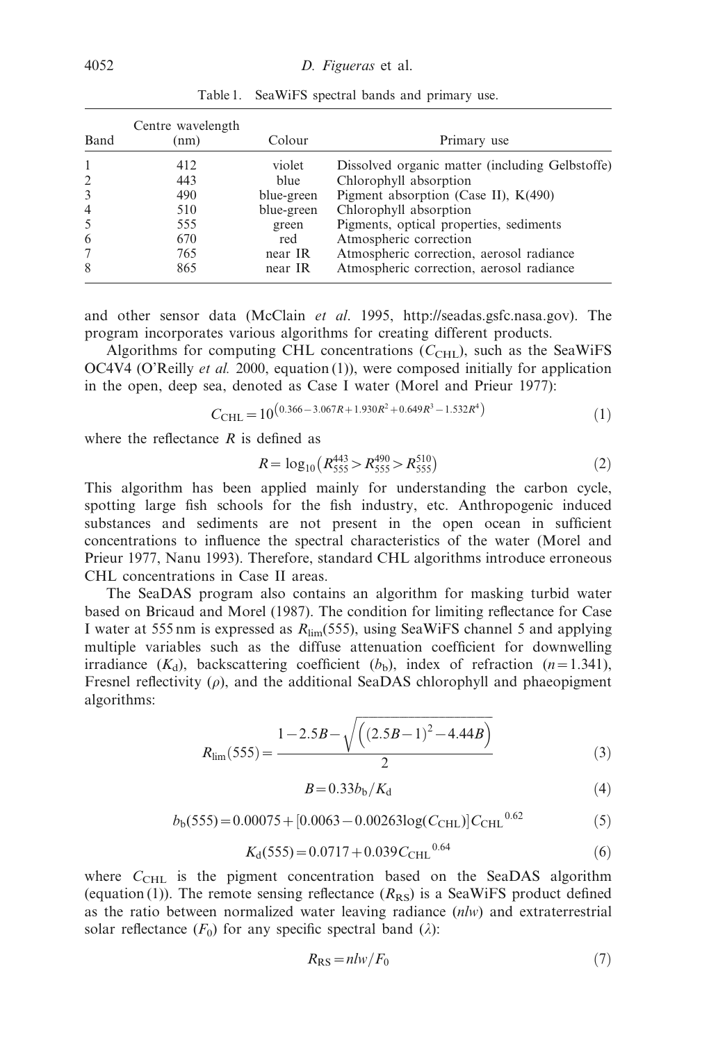Table 1. SeaWiFS spectral bands and primary use.

| Band | Centre wavelength (nm) | Colour | Primary use |
|---|---|---|---|
| 1 | 412 | violet | Dissolved organic matter (including Gelbstoffe) |
| 2 | 443 | blue | Chlorophyll absorption |
| 3 | 490 | blue-green | Pigment absorption (Case II), K(490) |
| 4 | 510 | blue-green | Chlorophyll absorption |
| 5 | 555 | green | Pigments, optical properties, sediments |
| 6 | 670 | red | Atmospheric correction |
| 7 | 765 | near IR | Atmospheric correction, aerosol radiance |
| 8 | 865 | near IR | Atmospheric correction, aerosol radiance |

and other sensor data (McClain *et al.* 1995, http://seadas.gsfc.nasa.gov). The program incorporates various algorithms for creating different products.

Algorithms for computing CHL concentrations ($C_{\mathrm{CHL}}$), such as the SeaWiFS OC4V4 (O'Reilly *et al.* 2000, equation (1)), were composed initially for application in the open, deep sea, denoted as Case I water (Morel and Prieur 1977):

$$C_{\mathrm{CHL}} = 10^{\left(0.366 - 3.067R + 1.930R^2 + 0.649R^3 - 1.532R^4\right)} \tag{1}$$

where the reflectance $R$ is defined as

$$R = \log_{10}\left(R_{555}^{443} > R_{555}^{490} > R_{555}^{510}\right) \tag{2}$$

This algorithm has been applied mainly for understanding the carbon cycle, spotting large fish schools for the fish industry, etc. Anthropogenic induced substances and sediments are not present in the open ocean in sufficient concentrations to influence the spectral characteristics of the water (Morel and Prieur 1977, Nanu 1993). Therefore, standard CHL algorithms introduce erroneous CHL concentrations in Case II areas.

The SeaDAS program also contains an algorithm for masking turbid water based on Bricaud and Morel (1987). The condition for limiting reflectance for Case I water at 555 nm is expressed as $R_{\mathrm{lim}}(555)$, using SeaWiFS channel 5 and applying multiple variables such as the diffuse attenuation coefficient for downwelling irradiance ($K_{\mathrm{d}}$), backscattering coefficient ($b_{\mathrm{b}}$), index of refraction ($n = 1.341$), Fresnel reflectivity ($\rho$), and the additional SeaDAS chlorophyll and phaeopigment algorithms:

$$R_{\mathrm{lim}}(555) = \frac{1 - 2.5B - \sqrt{\left((2.5B - 1)^2 - 4.44B\right)}}{2} \tag{3}$$

$$B = 0.33 b_{\mathrm{b}} / K_{\mathrm{d}} \tag{4}$$

$$b_{\mathrm{b}}(555) = 0.00075 + [0.0063 - 0.00263 \log(C_{\mathrm{CHL}})] C_{\mathrm{CHL}}{}^{0.62} \tag{5}$$

$$K_{\mathrm{d}}(555) = 0.0717 + 0.039 C_{\mathrm{CHL}}{}^{0.64} \tag{6}$$

where $C_{\mathrm{CHL}}$ is the pigment concentration based on the SeaDAS algorithm (equation (1)). The remote sensing reflectance ($R_{\mathrm{RS}}$) is a SeaWiFS product defined as the ratio between normalized water leaving radiance (*nlw*) and extraterrestrial solar reflectance ($F_0$) for any specific spectral band ($\lambda$):

$$R_{\mathrm{RS}} = nlw / F_0 \tag{7}$$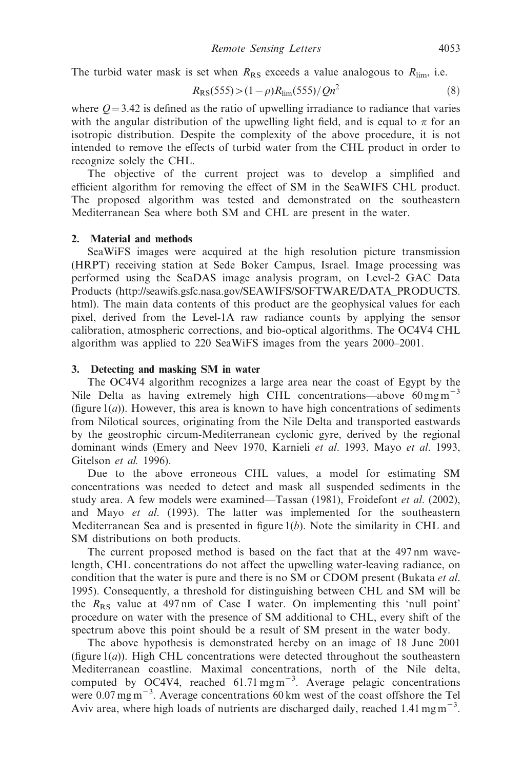The turbid water mask is set when $R_{RS}$ exceeds a value analogous to $R_{lim}$, i.e.

$$R_{RS}(555) > (1-\rho)R_{lim}(555)/Qn^2 \tag{8}$$

where $Q = 3.42$ is defined as the ratio of upwelling irradiance to radiance that varies with the angular distribution of the upwelling light field, and is equal to $\pi$ for an isotropic distribution. Despite the complexity of the above procedure, it is not intended to remove the effects of turbid water from the CHL product in order to recognize solely the CHL.

The objective of the current project was to develop a simplified and efficient algorithm for removing the effect of SM in the SeaWIFS CHL product. The proposed algorithm was tested and demonstrated on the southeastern Mediterranean Sea where both SM and CHL are present in the water.

## 2. Material and methods

SeaWiFS images were acquired at the high resolution picture transmission (HRPT) receiving station at Sede Boker Campus, Israel. Image processing was performed using the SeaDAS image analysis program, on Level-2 GAC Data Products (http://seawifs.gsfc.nasa.gov/SEAWIFS/SOFTWARE/DATA_PRODUCTS.html). The main data contents of this product are the geophysical values for each pixel, derived from the Level-1A raw radiance counts by applying the sensor calibration, atmospheric corrections, and bio-optical algorithms. The OC4V4 CHL algorithm was applied to 220 SeaWiFS images from the years 2000–2001.

## 3. Detecting and masking SM in water

The OC4V4 algorithm recognizes a large area near the coast of Egypt by the Nile Delta as having extremely high CHL concentrations—above $60\,\mathrm{mg\,m^{-3}}$ (figure 1(*a*)). However, this area is known to have high concentrations of sediments from Nilotical sources, originating from the Nile Delta and transported eastwards by the geostrophic circum-Mediterranean cyclonic gyre, derived by the regional dominant winds (Emery and Neev 1970, Karnieli *et al*. 1993, Mayo *et al*. 1993, Gitelson *et al.* 1996).

Due to the above erroneous CHL values, a model for estimating SM concentrations was needed to detect and mask all suspended sediments in the study area. A few models were examined—Tassan (1981), Froidefont *et al*. (2002), and Mayo *et al*. (1993). The latter was implemented for the southeastern Mediterranean Sea and is presented in figure 1(*b*). Note the similarity in CHL and SM distributions on both products.

The current proposed method is based on the fact that at the 497 nm wavelength, CHL concentrations do not affect the upwelling water-leaving radiance, on condition that the water is pure and there is no SM or CDOM present (Bukata *et al*. 1995). Consequently, a threshold for distinguishing between CHL and SM will be the $R_{RS}$ value at 497 nm of Case I water. On implementing this 'null point' procedure on water with the presence of SM additional to CHL, every shift of the spectrum above this point should be a result of SM present in the water body.

The above hypothesis is demonstrated hereby on an image of 18 June 2001 (figure 1(*a*)). High CHL concentrations were detected throughout the southeastern Mediterranean coastline. Maximal concentrations, north of the Nile delta, computed by OC4V4, reached $61.71\,\mathrm{mg\,m^{-3}}$. Average pelagic concentrations were $0.07\,\mathrm{mg\,m^{-3}}$. Average concentrations 60 km west of the coast offshore the Tel Aviv area, where high loads of nutrients are discharged daily, reached $1.41\,\mathrm{mg\,m^{-3}}$.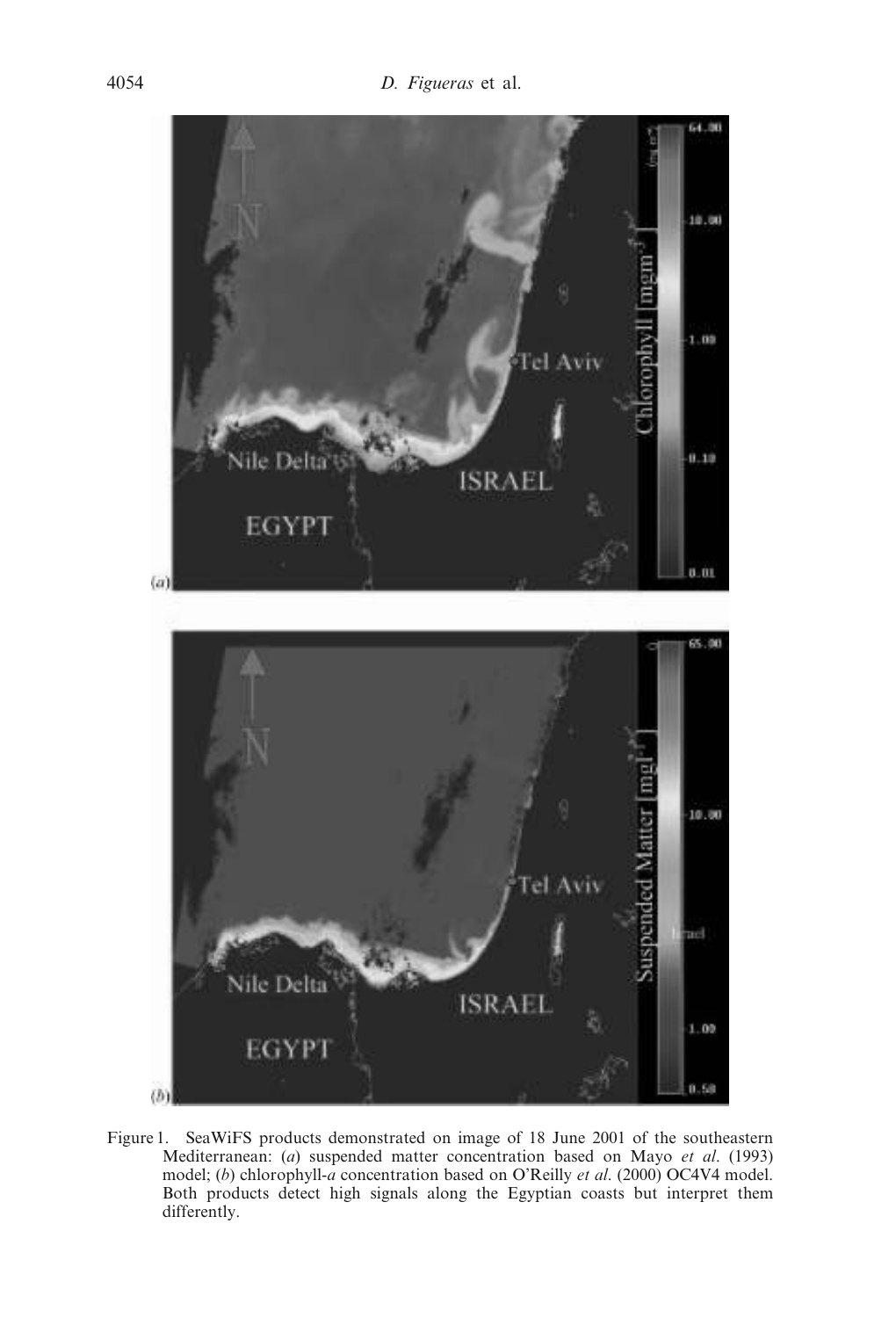Figure 1. SeaWiFS products demonstrated on image of 18 June 2001 of the southeastern Mediterranean: (*a*) suspended matter concentration based on Mayo *et al*. (1993) model; (*b*) chlorophyll-*a* concentration based on O'Reilly *et al*. (2000) OC4V4 model. Both products detect high signals along the Egyptian coasts but interpret them differently.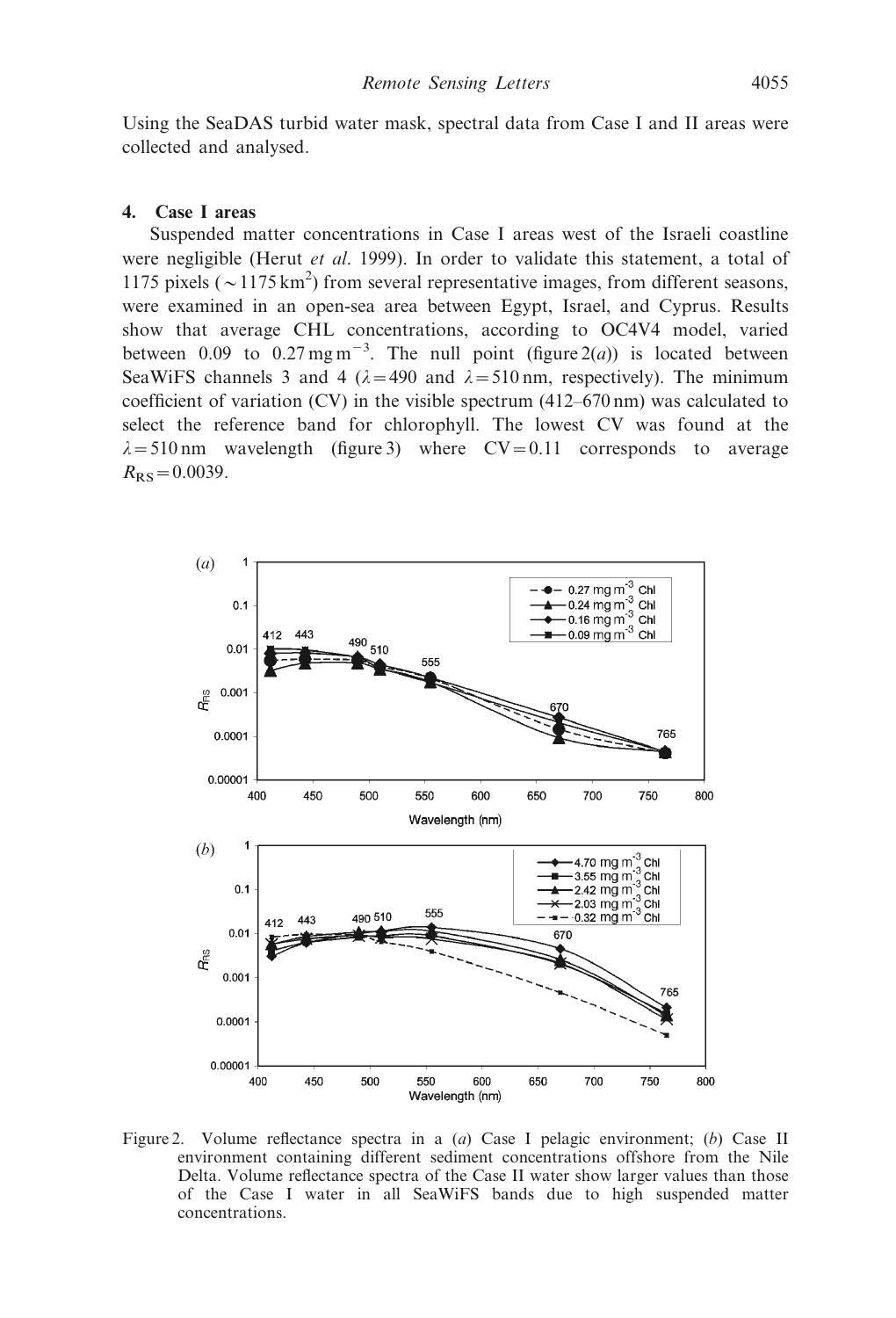Using the SeaDAS turbid water mask, spectral data from Case I and II areas were collected and analysed.

## 4. Case I areas

Suspended matter concentrations in Case I areas west of the Israeli coastline were negligible (Herut *et al.* 1999). In order to validate this statement, a total of 1175 pixels ($\sim 1175\,\mathrm{km}^2$) from several representative images, from different seasons, were examined in an open-sea area between Egypt, Israel, and Cyprus. Results show that average CHL concentrations, according to OC4V4 model, varied between 0.09 to $0.27\,\mathrm{mg\,m}^{-3}$. The null point (figure 2(*a*)) is located between SeaWiFS channels 3 and 4 ($\lambda = 490$ and $\lambda = 510\,\mathrm{nm}$, respectively). The minimum coefficient of variation (CV) in the visible spectrum (412–670 nm) was calculated to select the reference band for chlorophyll. The lowest CV was found at the $\lambda = 510\,\mathrm{nm}$ wavelength (figure 3) where $\mathrm{CV} = 0.11$ corresponds to average $R_{\mathrm{RS}} = 0.0039$.

Figure 2. Volume reflectance spectra in a (*a*) Case I pelagic environment; (*b*) Case II environment containing different sediment concentrations offshore from the Nile Delta. Volume reflectance spectra of the Case II water show larger values than those of the Case I water in all SeaWiFS bands due to high suspended matter concentrations.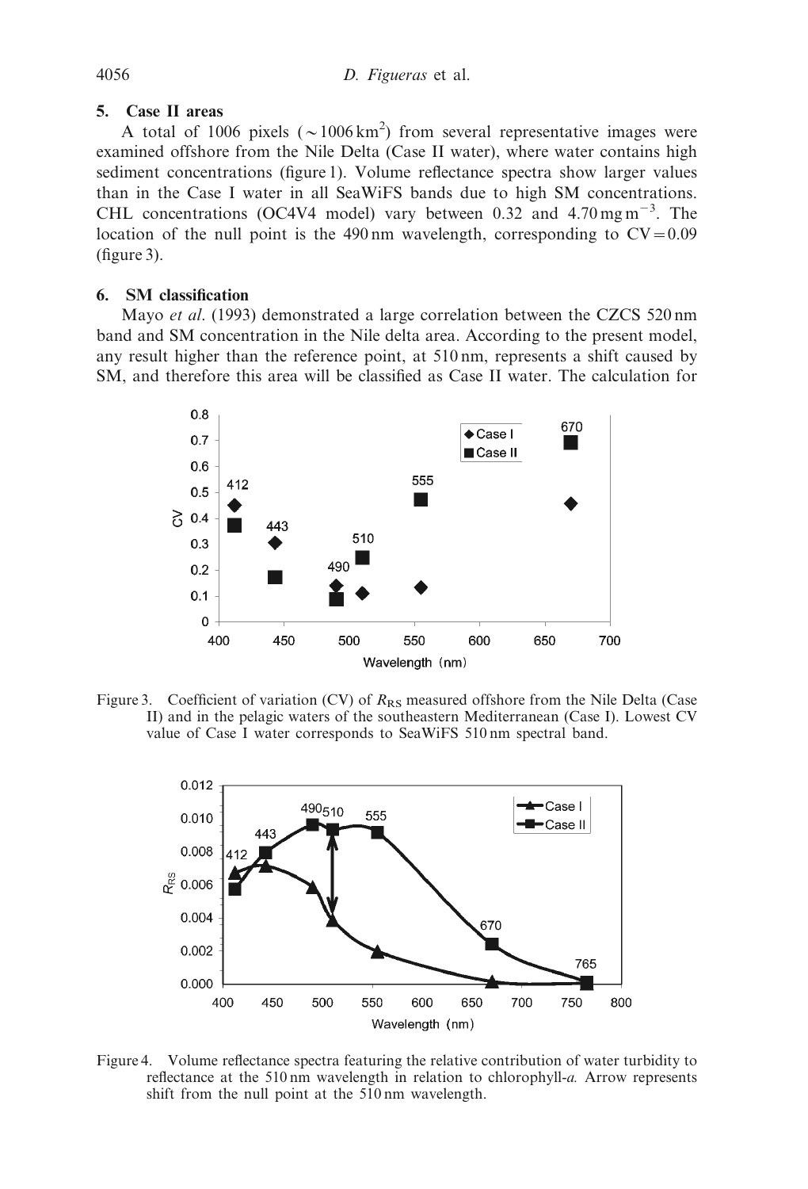## 5. Case II areas

A total of 1006 pixels ($\sim$1006 km$^2$) from several representative images were examined offshore from the Nile Delta (Case II water), where water contains high sediment concentrations (figure 1). Volume reflectance spectra show larger values than in the Case I water in all SeaWiFS bands due to high SM concentrations. CHL concentrations (OC4V4 model) vary between 0.32 and 4.70 mg m$^{-3}$. The location of the null point is the 490 nm wavelength, corresponding to CV = 0.09 (figure 3).

## 6. SM classification

Mayo *et al*. (1993) demonstrated a large correlation between the CZCS 520 nm band and SM concentration in the Nile delta area. According to the present model, any result higher than the reference point, at 510 nm, represents a shift caused by SM, and therefore this area will be classified as Case II water. The calculation for

Figure 3. Coefficient of variation (CV) of $R_{RS}$ measured offshore from the Nile Delta (Case II) and in the pelagic waters of the southeastern Mediterranean (Case I). Lowest CV value of Case I water corresponds to SeaWiFS 510 nm spectral band.

Figure 4. Volume reflectance spectra featuring the relative contribution of water turbidity to reflectance at the 510 nm wavelength in relation to chlorophyll-*a*. Arrow represents shift from the null point at the 510 nm wavelength.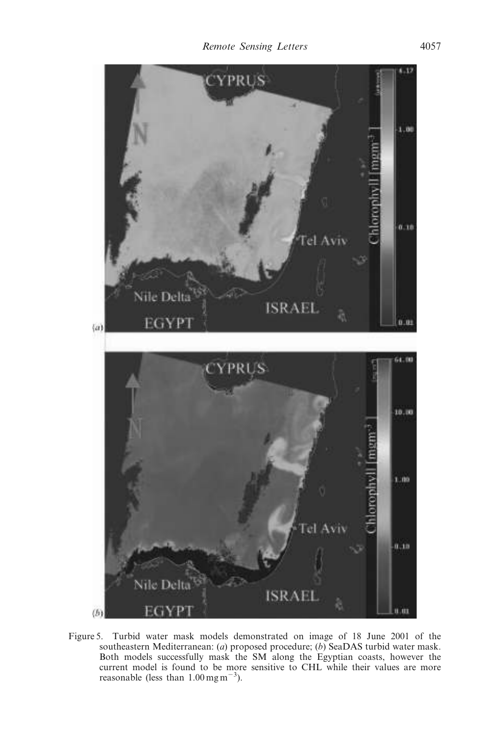Figure 5. Turbid water mask models demonstrated on image of 18 June 2001 of the southeastern Mediterranean: (*a*) proposed procedure; (*b*) SeaDAS turbid water mask. Both models successfully mask the SM along the Egyptian coasts, however the current model is found to be more sensitive to CHL while their values are more reasonable (less than $1.00\,\mathrm{mg\,m^{-3}}$).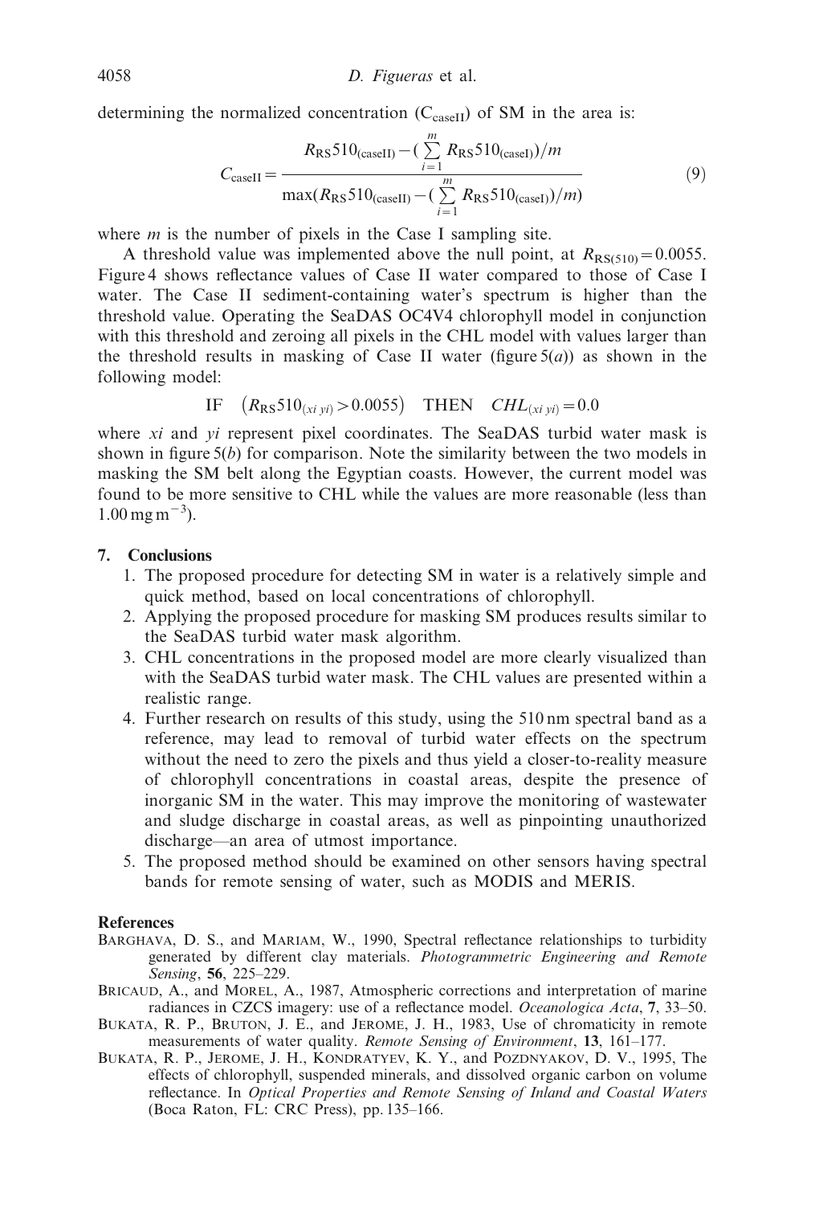determining the normalized concentration ($C_{caseII}$) of SM in the area is:

$$C_{caseII} = \frac{R_{RS}510_{(caseII)} - (\sum_{i=1}^{m} R_{RS}510_{(caseI)})/m}{\max(R_{RS}510_{(caseII)} - (\sum_{i=1}^{m} R_{RS}510_{(caseI)})/m)} \tag{9}$$

where $m$ is the number of pixels in the Case I sampling site.

A threshold value was implemented above the null point, at $R_{RS(510)} = 0.0055$. Figure 4 shows reflectance values of Case II water compared to those of Case I water. The Case II sediment-containing water's spectrum is higher than the threshold value. Operating the SeaDAS OC4V4 chlorophyll model in conjunction with this threshold and zeroing all pixels in the CHL model with values larger than the threshold results in masking of Case II water (figure 5(*a*)) as shown in the following model:

$$\text{IF} \quad \left(R_{RS}510_{(xi\ yi)} > 0.0055\right) \quad \text{THEN} \quad CHL_{(xi\ yi)} = 0.0$$

where *xi* and *yi* represent pixel coordinates. The SeaDAS turbid water mask is shown in figure 5(*b*) for comparison. Note the similarity between the two models in masking the SM belt along the Egyptian coasts. However, the current model was found to be more sensitive to CHL while the values are more reasonable (less than $1.00\,\text{mg}\,\text{m}^{-3}$).

## 7. Conclusions

1. The proposed procedure for detecting SM in water is a relatively simple and quick method, based on local concentrations of chlorophyll.
2. Applying the proposed procedure for masking SM produces results similar to the SeaDAS turbid water mask algorithm.
3. CHL concentrations in the proposed model are more clearly visualized than with the SeaDAS turbid water mask. The CHL values are presented within a realistic range.
4. Further research on results of this study, using the 510 nm spectral band as a reference, may lead to removal of turbid water effects on the spectrum without the need to zero the pixels and thus yield a closer-to-reality measure of chlorophyll concentrations in coastal areas, despite the presence of inorganic SM in the water. This may improve the monitoring of wastewater and sludge discharge in coastal areas, as well as pinpointing unauthorized discharge—an area of utmost importance.
5. The proposed method should be examined on other sensors having spectral bands for remote sensing of water, such as MODIS and MERIS.

## References

BARGHAVA, D. S., and MARIAM, W., 1990, Spectral reflectance relationships to turbidity generated by different clay materials. *Photogrammetric Engineering and Remote Sensing*, **56**, 225–229.

BRICAUD, A., and MOREL, A., 1987, Atmospheric corrections and interpretation of marine radiances in CZCS imagery: use of a reflectance model. *Oceanologica Acta*, **7**, 33–50.

BUKATA, R. P., BRUTON, J. E., and JEROME, J. H., 1983, Use of chromaticity in remote measurements of water quality. *Remote Sensing of Environment*, **13**, 161–177.

BUKATA, R. P., JEROME, J. H., KONDRATYEV, K. Y., and POZDNYAKOV, D. V., 1995, The effects of chlorophyll, suspended minerals, and dissolved organic carbon on volume reflectance. In *Optical Properties and Remote Sensing of Inland and Coastal Waters* (Boca Raton, FL: CRC Press), pp. 135–166.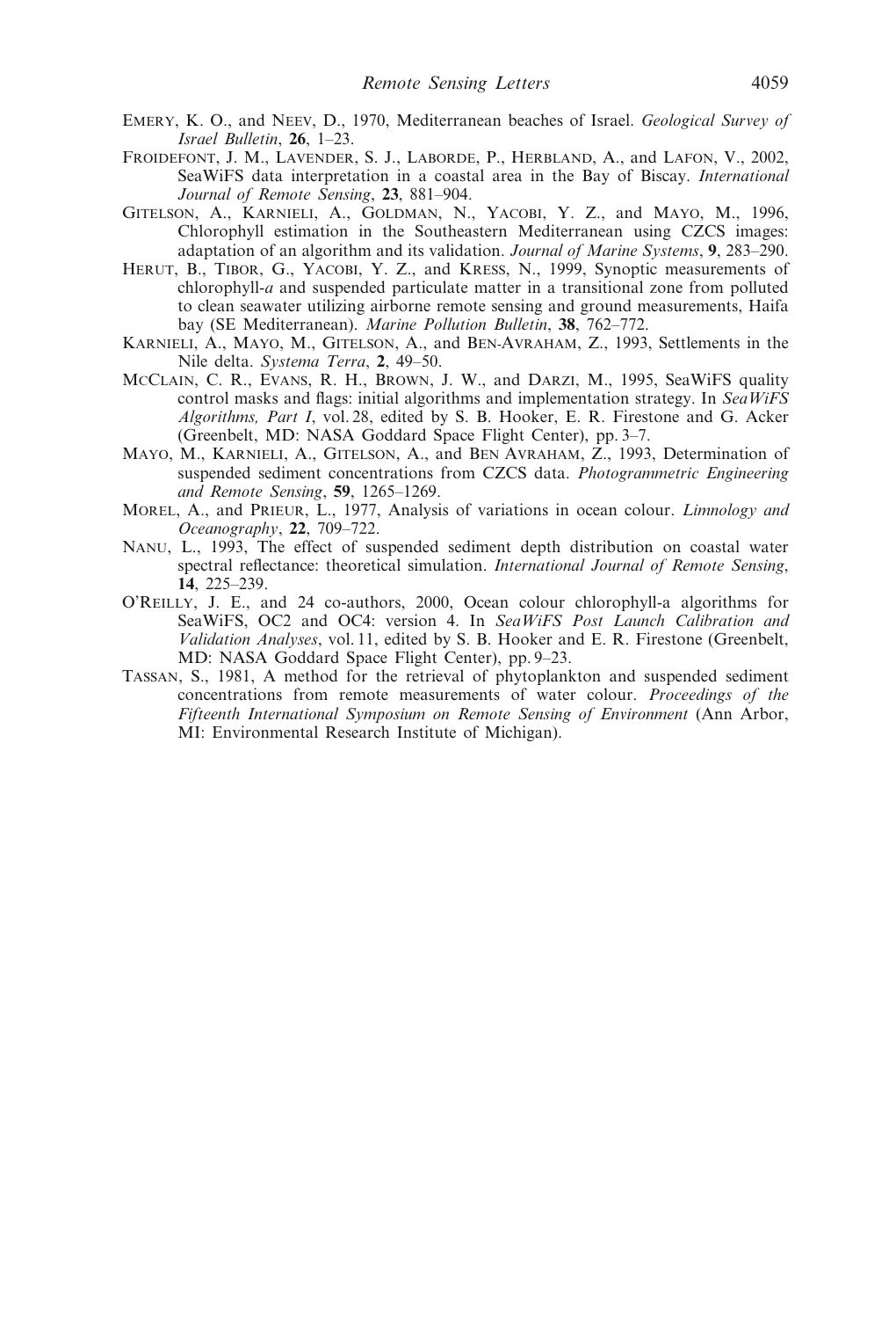Emery, K. O., and Neev, D., 1970, Mediterranean beaches of Israel. *Geological Survey of Israel Bulletin*, **26**, 1–23.

Froidefont, J. M., Lavender, S. J., Laborde, P., Herbland, A., and Lafon, V., 2002, SeaWiFS data interpretation in a coastal area in the Bay of Biscay. *International Journal of Remote Sensing*, **23**, 881–904.

Gitelson, A., Karnieli, A., Goldman, N., Yacobi, Y. Z., and Mayo, M., 1996, Chlorophyll estimation in the Southeastern Mediterranean using CZCS images: adaptation of an algorithm and its validation. *Journal of Marine Systems*, **9**, 283–290.

Herut, B., Tibor, G., Yacobi, Y. Z., and Kress, N., 1999, Synoptic measurements of chlorophyll-*a* and suspended particulate matter in a transitional zone from polluted to clean seawater utilizing airborne remote sensing and ground measurements, Haifa bay (SE Mediterranean). *Marine Pollution Bulletin*, **38**, 762–772.

Karnieli, A., Mayo, M., Gitelson, A., and Ben-Avraham, Z., 1993, Settlements in the Nile delta. *Systema Terra*, **2**, 49–50.

McClain, C. R., Evans, R. H., Brown, J. W., and Darzi, M., 1995, SeaWiFS quality control masks and flags: initial algorithms and implementation strategy. In *SeaWiFS Algorithms, Part I*, vol. 28, edited by S. B. Hooker, E. R. Firestone and G. Acker (Greenbelt, MD: NASA Goddard Space Flight Center), pp. 3–7.

Mayo, M., Karnieli, A., Gitelson, A., and Ben Avraham, Z., 1993, Determination of suspended sediment concentrations from CZCS data. *Photogrammetric Engineering and Remote Sensing*, **59**, 1265–1269.

Morel, A., and Prieur, L., 1977, Analysis of variations in ocean colour. *Limnology and Oceanography*, **22**, 709–722.

Nanu, L., 1993, The effect of suspended sediment depth distribution on coastal water spectral reflectance: theoretical simulation. *International Journal of Remote Sensing*, **14**, 225–239.

O'Reilly, J. E., and 24 co-authors, 2000, Ocean colour chlorophyll-a algorithms for SeaWiFS, OC2 and OC4: version 4. In *SeaWiFS Post Launch Calibration and Validation Analyses*, vol. 11, edited by S. B. Hooker and E. R. Firestone (Greenbelt, MD: NASA Goddard Space Flight Center), pp. 9–23.

Tassan, S., 1981, A method for the retrieval of phytoplankton and suspended sediment concentrations from remote measurements of water colour. *Proceedings of the Fifteenth International Symposium on Remote Sensing of Environment* (Ann Arbor, MI: Environmental Research Institute of Michigan).